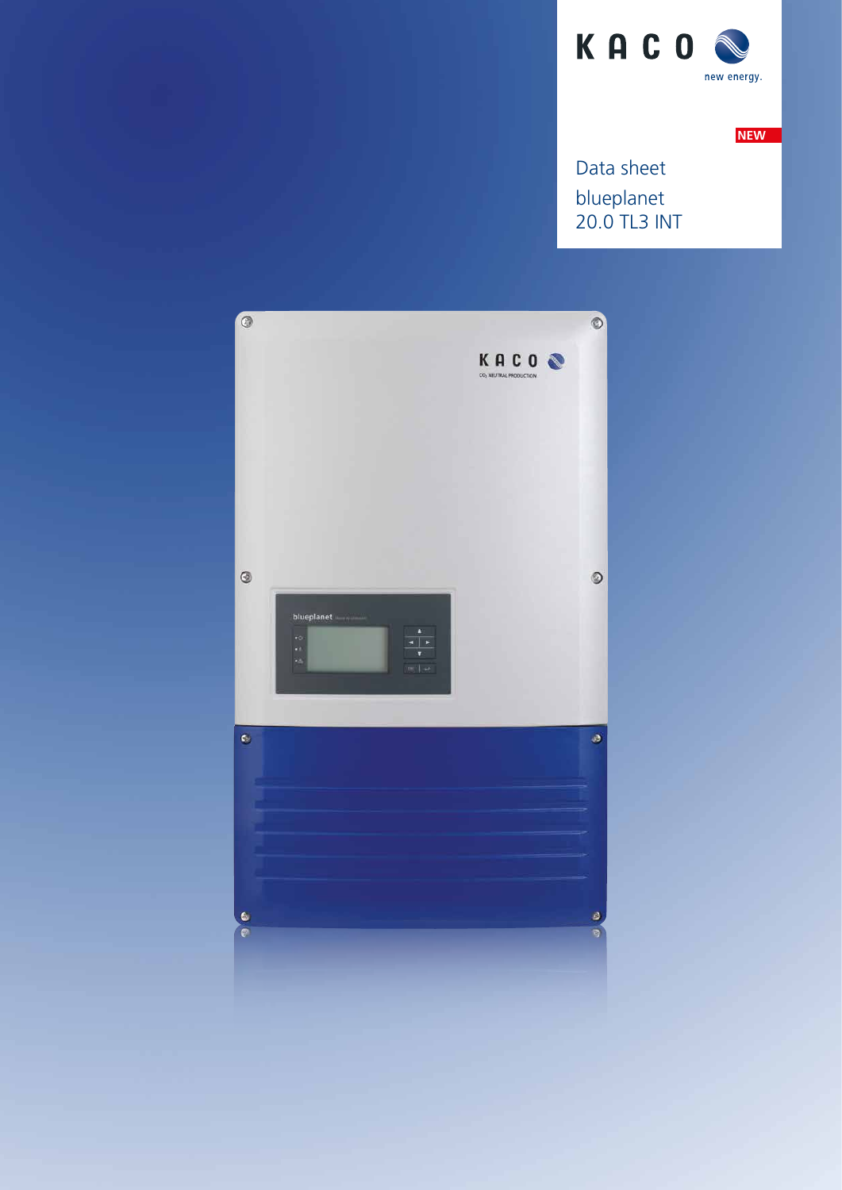KACO new energy.

NEW

# Data sheet

## blueplanet 20.0 TL3 INT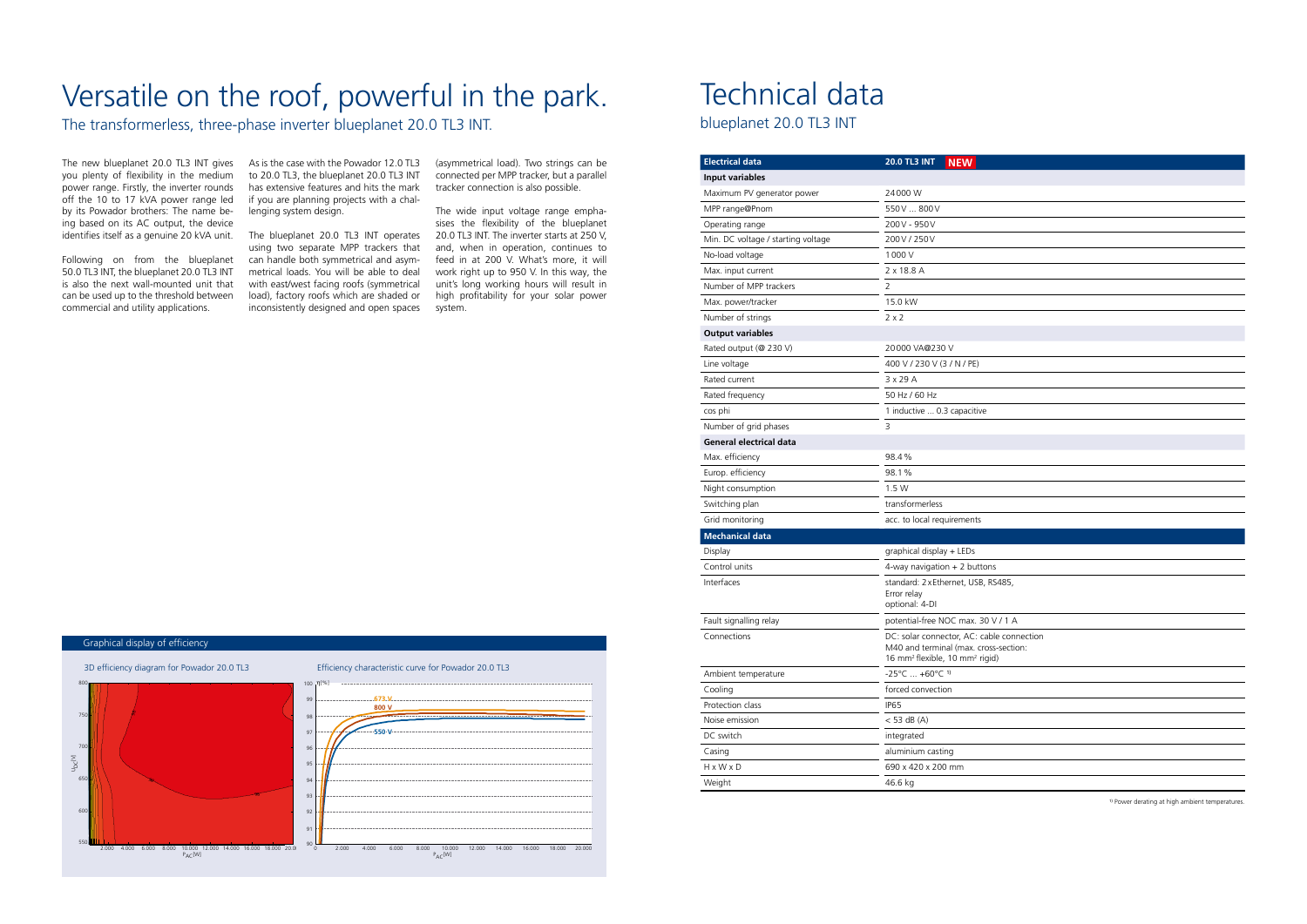# Versatile on the roof, powerful in the park.

The transformerless, three-phase inverter blueplanet 20.0 TL3 INT.

The new blueplanet 20.0 TL3 INT gives you plenty of flexibility in the medium power range. Firstly, the inverter rounds off the 10 to 17 kVA power range led by its Powador brothers: The name being based on its AC output, the device identifies itself as a genuine 20 kVA unit.

Following on from the blueplanet 50.0 TL3 INT, the blueplanet 20.0 TL3 INT is also the next wall-mounted unit that can be used up to the threshold between commercial and utility applications.

As is the case with the Powador 12.0 TL3 to 20.0 TL3, the blueplanet 20.0 TL3 INT has extensive features and hits the mark if you are planning projects with a challenging system design.

The blueplanet 20.0 TL3 INT operates using two separate MPP trackers that can handle both symmetrical and asymmetrical loads. You will be able to deal with east/west facing roofs (symmetrical load), factory roofs which are shaded or inconsistently designed and open spaces (asymmetrical load). Two strings can be connected per MPP tracker, but a parallel tracker connection is also possible.

The wide input voltage range emphasises the flexibility of the blueplanet 20.0 TL3 INT. The inverter starts at 250 V, and, when in operation, continues to feed in at 200 V. What's more, it will work right up to 950 V. In this way, the unit's long working hours will result in high profitability for your solar power system.

## Graphical display of efficiency

3D efficiency diagram for Powador 20.0 TL3

Efficiency characteristic curve for Powador 20.0 TL3

# Technical data

blueplanet 20.0 TL3 INT

| Electrical data | 20.0 TL3 INT NEW |
|---|---|
| **Input variables** | |
| Maximum PV generator power | 24000 W |
| MPP range@Pnom | 550 V ... 800 V |
| Operating range | 200 V - 950 V |
| Min. DC voltage / starting voltage | 200 V / 250 V |
| No-load voltage | 1000 V |
| Max. input current | 2 x 18.8 A |
| Number of MPP trackers | 2 |
| Max. power/tracker | 15.0 kW |
| Number of strings | 2 x 2 |
| **Output variables** | |
| Rated output (@ 230 V) | 20000 VA@230 V |
| Line voltage | 400 V / 230 V (3 / N / PE) |
| Rated current | 3 x 29 A |
| Rated frequency | 50 Hz / 60 Hz |
| cos phi | 1 inductive ... 0.3 capacitive |
| Number of grid phases | 3 |
| **General electrical data** | |
| Max. efficiency | 98.4 % |
| Europ. efficiency | 98.1 % |
| Night consumption | 1.5 W |
| Switching plan | transformerless |
| Grid monitoring | acc. to local requirements |
| **Mechanical data** | |
| Display | graphical display + LEDs |
| Control units | 4-way navigation + 2 buttons |
| Interfaces | standard: 2 x Ethernet, USB, RS485, Error relay optional: 4-DI |
| Fault signalling relay | potential-free NOC max. 30 V / 1 A |
| Connections | DC: solar connector, AC: cable connection M40 and terminal (max. cross-section: 16 mm² flexible, 10 mm² rigid) |
| Ambient temperature | -25°C ... +60°C [1] |
| Cooling | forced convection |
| Protection class | IP65 |
| Noise emission | < 53 dB (A) |
| DC switch | integrated |
| Casing | aluminium casting |
| H x W x D | 690 x 420 x 200 mm |
| Weight | 46.6 kg |

[1] Power derating at high ambient temperatures.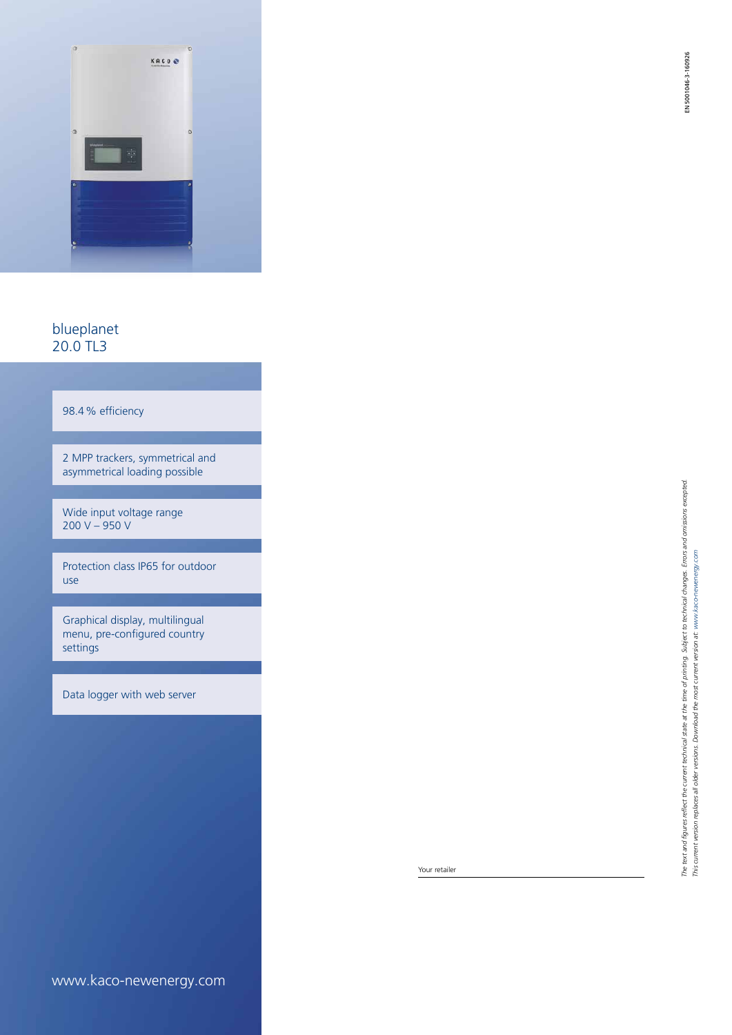# blueplanet 20.0 TL3

98.4 % efficiency

2 MPP trackers, symmetrical and asymmetrical loading possible

Wide input voltage range 200 V – 950 V

Protection class IP65 for outdoor use

Graphical display, multilingual menu, pre-configured country settings

Data logger with web server

www.kaco-newenergy.com

EN 5001046-3-160926

Your retailer

*The text and figures reflect the current technical state at the time of printing. Subject to technical changes. Errors and omissions excepted.*
*This current version replaces all older versions. Download the most current version at: www.kaco-newenergy.com*